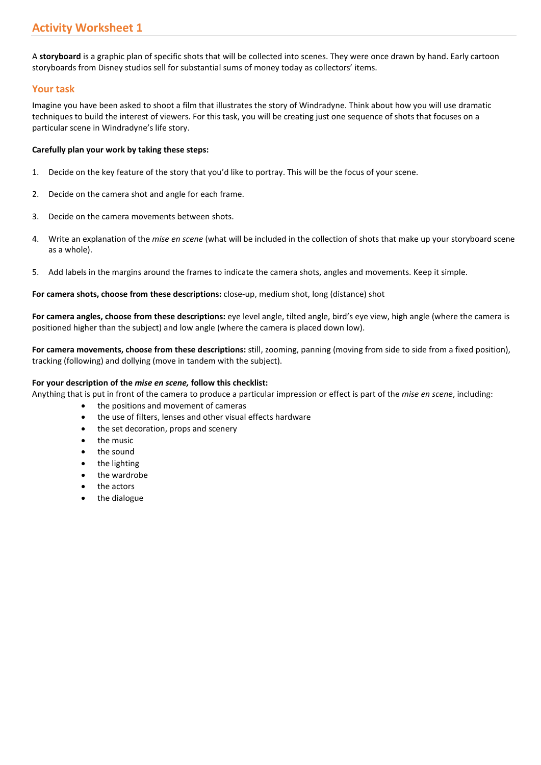# Activity Worksheet 1

A **storyboard** is a graphic plan of specific shots that will be collected into scenes. They were once drawn by hand. Early cartoon storyboards from Disney studios sell for substantial sums of money today as collectors' items.

## Your task

Imagine you have been asked to shoot a film that illustrates the story of Windradyne. Think about how you will use dramatic techniques to build the interest of viewers. For this task, you will be creating just one sequence of shots that focuses on a particular scene in Windradyne's life story.

**Carefully plan your work by taking these steps:**

1. Decide on the key feature of the story that you'd like to portray. This will be the focus of your scene.
2. Decide on the camera shot and angle for each frame.
3. Decide on the camera movements between shots.
4. Write an explanation of the *mise en scene* (what will be included in the collection of shots that make up your storyboard scene as a whole).
5. Add labels in the margins around the frames to indicate the camera shots, angles and movements. Keep it simple.

**For camera shots, choose from these descriptions:** close-up, medium shot, long (distance) shot

**For camera angles, choose from these descriptions:** eye level angle, tilted angle, bird's eye view, high angle (where the camera is positioned higher than the subject) and low angle (where the camera is placed down low).

**For camera movements, choose from these descriptions:** still, zooming, panning (moving from side to side from a fixed position), tracking (following) and dollying (move in tandem with the subject).

**For your description of the *mise en scene,* follow this checklist:**
Anything that is put in front of the camera to produce a particular impression or effect is part of the *mise en scene*, including:

- the positions and movement of cameras
- the use of filters, lenses and other visual effects hardware
- the set decoration, props and scenery
- the music
- the sound
- the lighting
- the wardrobe
- the actors
- the dialogue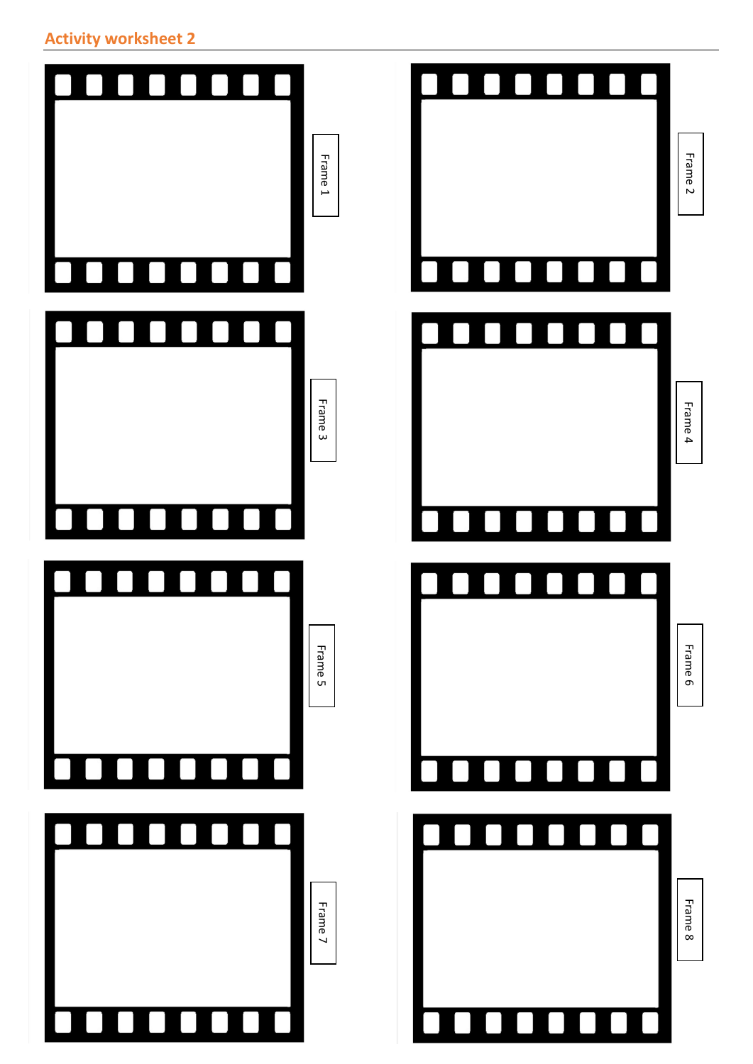## Activity worksheet 2

Frame 1

Frame 2

Frame 3

Frame 4

Frame 5

Frame 6

Frame 7

Frame 8